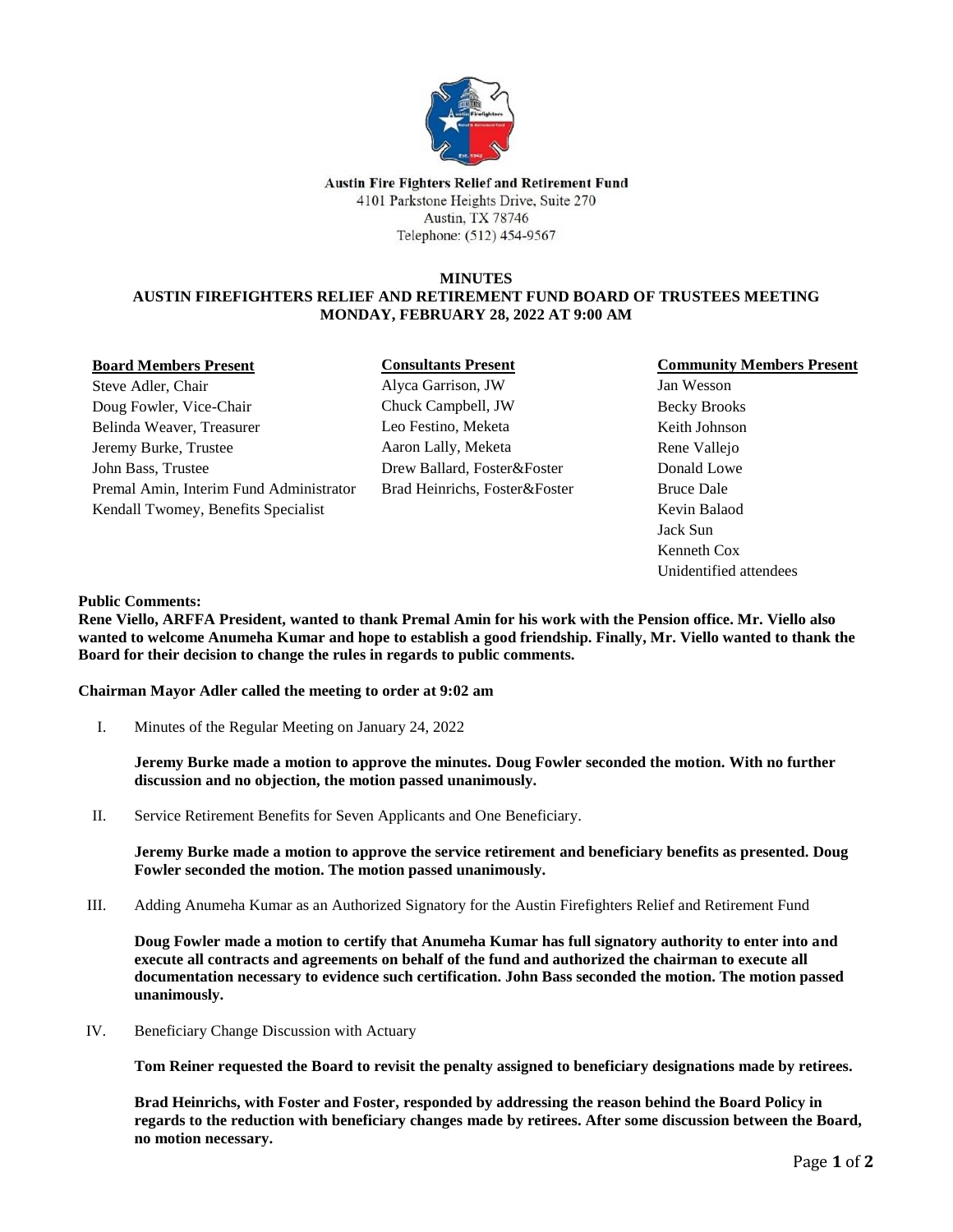**Austin Fire Fighters Relief and Retirement Fund**
4101 Parkstone Heights Drive, Suite 270
Austin, TX 78746
Telephone: (512) 454-9567

# MINUTES
## AUSTIN FIREFIGHTERS RELIEF AND RETIREMENT FUND BOARD OF TRUSTEES MEETING
### MONDAY, FEBRUARY 28, 2022 AT 9:00 AM

**Board Members Present**

Steve Adler, Chair
Doug Fowler, Vice-Chair
Belinda Weaver, Treasurer
Jeremy Burke, Trustee
John Bass, Trustee
Premal Amin, Interim Fund Administrator
Kendall Twomey, Benefits Specialist

**Consultants Present**

Alyca Garrison, JW
Chuck Campbell, JW
Leo Festino, Meketa
Aaron Lally, Meketa
Drew Ballard, Foster&Foster
Brad Heinrichs, Foster&Foster

**Community Members Present**

Jan Wesson
Becky Brooks
Keith Johnson
Rene Vallejo
Donald Lowe
Bruce Dale
Kevin Balaod
Jack Sun
Kenneth Cox
Unidentified attendees

**Public Comments:**
**Rene Viello, ARFFA President, wanted to thank Premal Amin for his work with the Pension office. Mr. Viello also wanted to welcome Anumeha Kumar and hope to establish a good friendship. Finally, Mr. Viello wanted to thank the Board for their decision to change the rules in regards to public comments.**

**Chairman Mayor Adler called the meeting to order at 9:02 am**

I. Minutes of the Regular Meeting on January 24, 2022

**Jeremy Burke made a motion to approve the minutes. Doug Fowler seconded the motion. With no further discussion and no objection, the motion passed unanimously.**

II. Service Retirement Benefits for Seven Applicants and One Beneficiary.

**Jeremy Burke made a motion to approve the service retirement and beneficiary benefits as presented. Doug Fowler seconded the motion. The motion passed unanimously.**

III. Adding Anumeha Kumar as an Authorized Signatory for the Austin Firefighters Relief and Retirement Fund

**Doug Fowler made a motion to certify that Anumeha Kumar has full signatory authority to enter into and execute all contracts and agreements on behalf of the fund and authorized the chairman to execute all documentation necessary to evidence such certification. John Bass seconded the motion. The motion passed unanimously.**

IV. Beneficiary Change Discussion with Actuary

**Tom Reiner requested the Board to revisit the penalty assigned to beneficiary designations made by retirees.**

**Brad Heinrichs, with Foster and Foster, responded by addressing the reason behind the Board Policy in regards to the reduction with beneficiary changes made by retirees. After some discussion between the Board, no motion necessary.**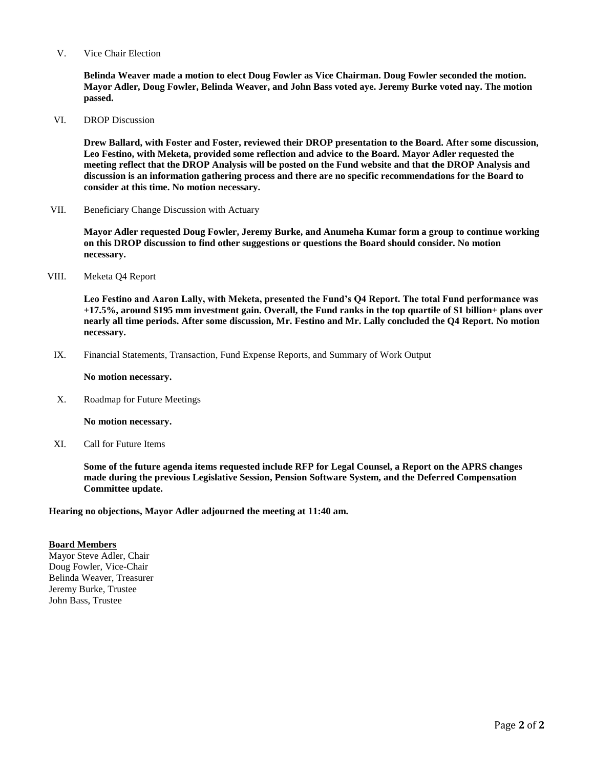V. Vice Chair Election

**Belinda Weaver made a motion to elect Doug Fowler as Vice Chairman. Doug Fowler seconded the motion. Mayor Adler, Doug Fowler, Belinda Weaver, and John Bass voted aye. Jeremy Burke voted nay. The motion passed.**

VI. DROP Discussion

**Drew Ballard, with Foster and Foster, reviewed their DROP presentation to the Board. After some discussion, Leo Festino, with Meketa, provided some reflection and advice to the Board. Mayor Adler requested the meeting reflect that the DROP Analysis will be posted on the Fund website and that the DROP Analysis and discussion is an information gathering process and there are no specific recommendations for the Board to consider at this time. No motion necessary.**

VII. Beneficiary Change Discussion with Actuary

**Mayor Adler requested Doug Fowler, Jeremy Burke, and Anumeha Kumar form a group to continue working on this DROP discussion to find other suggestions or questions the Board should consider. No motion necessary.**

VIII. Meketa Q4 Report

**Leo Festino and Aaron Lally, with Meketa, presented the Fund's Q4 Report. The total Fund performance was +17.5%, around $195 mm investment gain. Overall, the Fund ranks in the top quartile of $1 billion+ plans over nearly all time periods. After some discussion, Mr. Festino and Mr. Lally concluded the Q4 Report. No motion necessary.**

IX. Financial Statements, Transaction, Fund Expense Reports, and Summary of Work Output

**No motion necessary.**

X. Roadmap for Future Meetings

**No motion necessary.**

XI. Call for Future Items

**Some of the future agenda items requested include RFP for Legal Counsel, a Report on the APRS changes made during the previous Legislative Session, Pension Software System, and the Deferred Compensation Committee update.**

**Hearing no objections, Mayor Adler adjourned the meeting at 11:40 am.**

**Board Members**

Mayor Steve Adler, Chair
Doug Fowler, Vice-Chair
Belinda Weaver, Treasurer
Jeremy Burke, Trustee
John Bass, Trustee